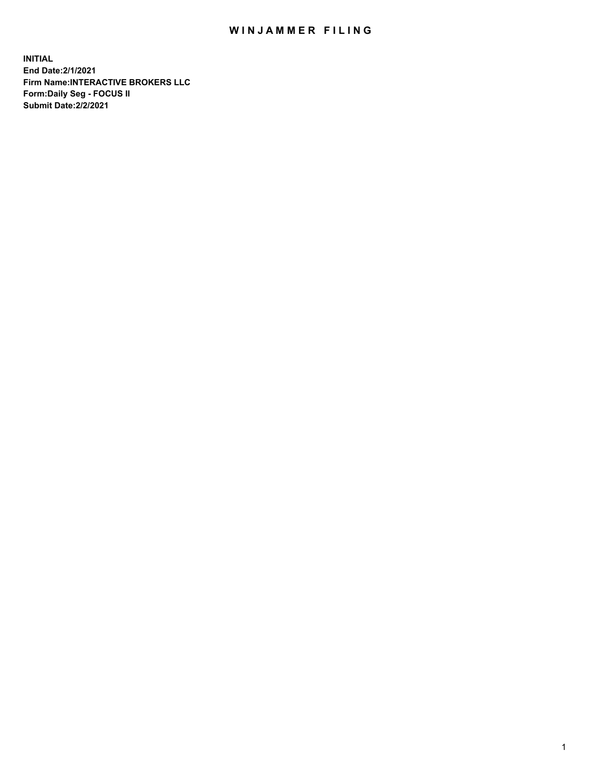# WINJAMMER FILING

**INITIAL**
**End Date:2/1/2021**
**Firm Name:INTERACTIVE BROKERS LLC**
**Form:Daily Seg - FOCUS II**
**Submit Date:2/2/2021**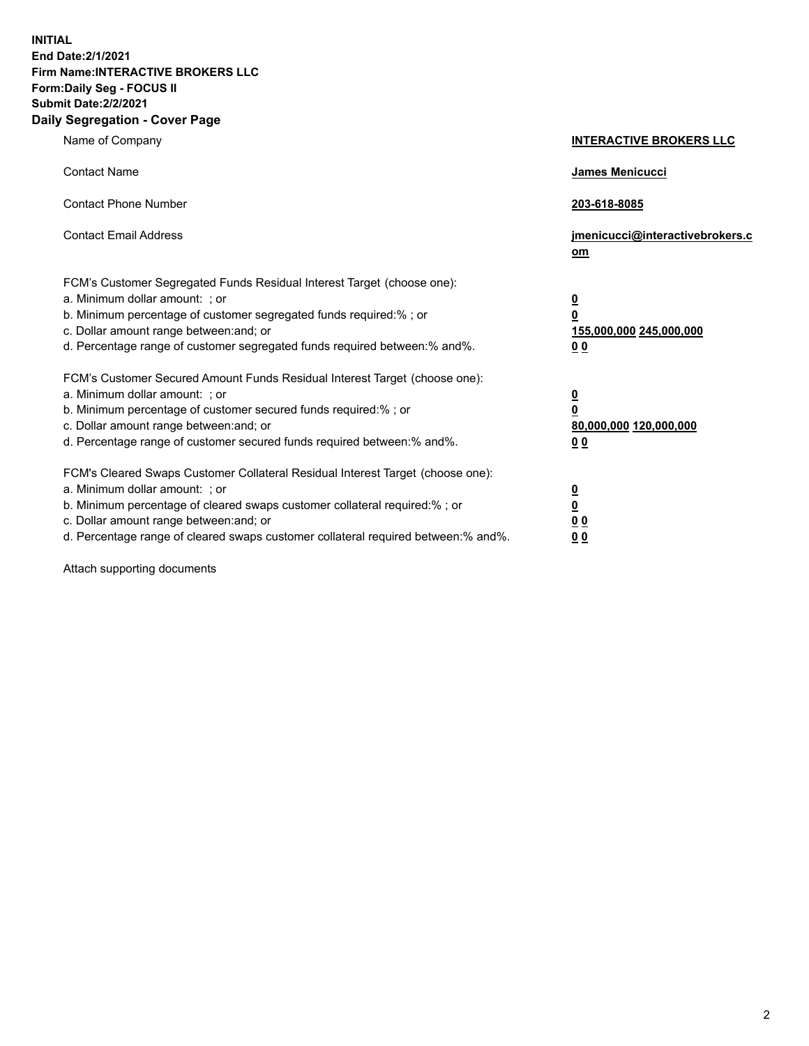**INITIAL**
**End Date:2/1/2021**
**Firm Name:INTERACTIVE BROKERS LLC**
**Form:Daily Seg - FOCUS II**
**Submit Date:2/2/2021**

## Daily Segregation - Cover Page

| | |
|---|---|
| Name of Company | **INTERACTIVE BROKERS LLC** |
| Contact Name | **James Menicucci** |
| Contact Phone Number | **203-618-8085** |
| Contact Email Address | **jmenicucci@interactivebrokers.com** |

FCM's Customer Segregated Funds Residual Interest Target (choose one):

| | |
|---|---|
| a. Minimum dollar amount: ; or | **0** |
| b. Minimum percentage of customer segregated funds required:% ; or | **0** |
| c. Dollar amount range between:and; or | **155,000,000 245,000,000** |
| d. Percentage range of customer segregated funds required between:% and%. | **0 0** |

FCM's Customer Secured Amount Funds Residual Interest Target (choose one):

| | |
|---|---|
| a. Minimum dollar amount: ; or | **0** |
| b. Minimum percentage of customer secured funds required:% ; or | **0** |
| c. Dollar amount range between:and; or | **80,000,000 120,000,000** |
| d. Percentage range of customer secured funds required between:% and%. | **0 0** |

FCM's Cleared Swaps Customer Collateral Residual Interest Target (choose one):

| | |
|---|---|
| a. Minimum dollar amount: ; or | **0** |
| b. Minimum percentage of cleared swaps customer collateral required:% ; or | **0** |
| c. Dollar amount range between:and; or | **0 0** |
| d. Percentage range of cleared swaps customer collateral required between:% and%. | **0 0** |

Attach supporting documents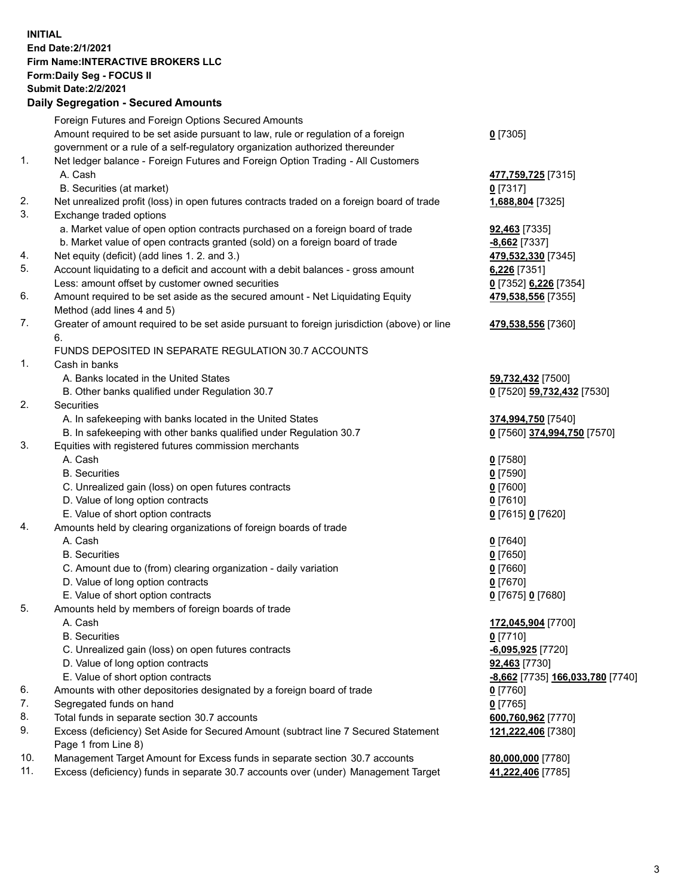**INITIAL**
**End Date:2/1/2021**
**Firm Name:INTERACTIVE BROKERS LLC**
**Form:Daily Seg - FOCUS II**
**Submit Date:2/2/2021**

**Daily Segregation - Secured Amounts**

| | | |
|---|---|---|
| | Foreign Futures and Foreign Options Secured Amounts | |
| | Amount required to be set aside pursuant to law, rule or regulation of a foreign government or a rule of a self-regulatory organization authorized thereunder | **0** [7305] |
| 1. | Net ledger balance - Foreign Futures and Foreign Option Trading - All Customers | |
| | A. Cash | **477,759,725** [7315] |
| | B. Securities (at market) | **0** [7317] |
| 2. | Net unrealized profit (loss) in open futures contracts traded on a foreign board of trade | **1,688,804** [7325] |
| 3. | Exchange traded options | |
| | a. Market value of open option contracts purchased on a foreign board of trade | **92,463** [7335] |
| | b. Market value of open contracts granted (sold) on a foreign board of trade | **-8,662** [7337] |
| 4. | Net equity (deficit) (add lines 1. 2. and 3.) | **479,532,330** [7345] |
| 5. | Account liquidating to a deficit and account with a debit balances - gross amount | **6,226** [7351] |
| | Less: amount offset by customer owned securities | **0** [7352] **6,226** [7354] |
| 6. | Amount required to be set aside as the secured amount - Net Liquidating Equity Method (add lines 4 and 5) | **479,538,556** [7355] |
| 7. | Greater of amount required to be set aside pursuant to foreign jurisdiction (above) or line 6. | **479,538,556** [7360] |
| | FUNDS DEPOSITED IN SEPARATE REGULATION 30.7 ACCOUNTS | |
| 1. | Cash in banks | |
| | A. Banks located in the United States | **59,732,432** [7500] |
| | B. Other banks qualified under Regulation 30.7 | **0** [7520] **59,732,432** [7530] |
| 2. | Securities | |
| | A. In safekeeping with banks located in the United States | **374,994,750** [7540] |
| | B. In safekeeping with other banks qualified under Regulation 30.7 | **0** [7560] **374,994,750** [7570] |
| 3. | Equities with registered futures commission merchants | |
| | A. Cash | **0** [7580] |
| | B. Securities | **0** [7590] |
| | C. Unrealized gain (loss) on open futures contracts | **0** [7600] |
| | D. Value of long option contracts | **0** [7610] |
| | E. Value of short option contracts | **0** [7615] **0** [7620] |
| 4. | Amounts held by clearing organizations of foreign boards of trade | |
| | A. Cash | **0** [7640] |
| | B. Securities | **0** [7650] |
| | C. Amount due to (from) clearing organization - daily variation | **0** [7660] |
| | D. Value of long option contracts | **0** [7670] |
| | E. Value of short option contracts | **0** [7675] **0** [7680] |
| 5. | Amounts held by members of foreign boards of trade | |
| | A. Cash | **172,045,904** [7700] |
| | B. Securities | **0** [7710] |
| | C. Unrealized gain (loss) on open futures contracts | **-6,095,925** [7720] |
| | D. Value of long option contracts | **92,463** [7730] |
| | E. Value of short option contracts | **-8,662** [7735] **166,033,780** [7740] |
| 6. | Amounts with other depositories designated by a foreign board of trade | **0** [7760] |
| 7. | Segregated funds on hand | **0** [7765] |
| 8. | Total funds in separate section 30.7 accounts | **600,760,962** [7770] |
| 9. | Excess (deficiency) Set Aside for Secured Amount (subtract line 7 Secured Statement Page 1 from Line 8) | **121,222,406** [7380] |
| 10. | Management Target Amount for Excess funds in separate section 30.7 accounts | **80,000,000** [7780] |
| 11. | Excess (deficiency) funds in separate 30.7 accounts over (under) Management Target | **41,222,406** [7785] |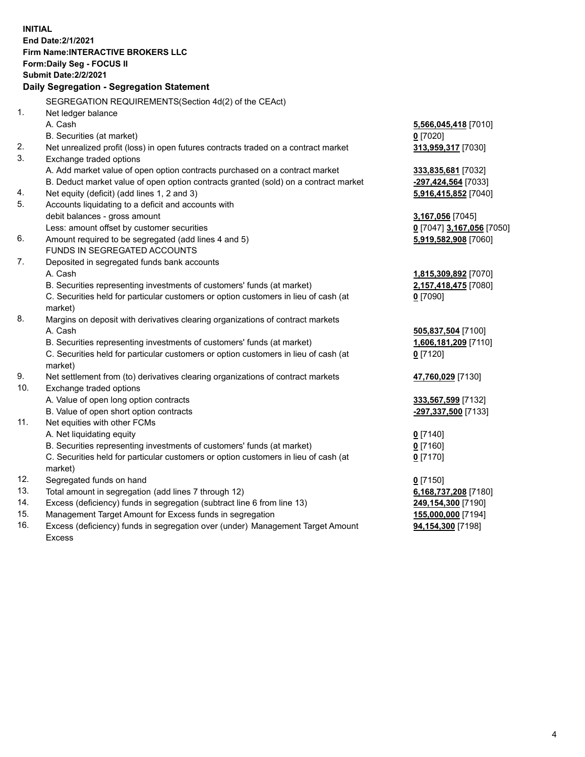**INITIAL**
**End Date:2/1/2021**
**Firm Name:INTERACTIVE BROKERS LLC**
**Form:Daily Seg - FOCUS II**
**Submit Date:2/2/2021**

**Daily Segregation - Segregation Statement**

SEGREGATION REQUIREMENTS(Section 4d(2) of the CEAct)

| | | |
|---|---|---|
| 1. | Net ledger balance | |
| | A. Cash | **5,566,045,418** [7010] |
| | B. Securities (at market) | **0** [7020] |
| 2. | Net unrealized profit (loss) in open futures contracts traded on a contract market | **313,959,317** [7030] |
| 3. | Exchange traded options | |
| | A. Add market value of open option contracts purchased on a contract market | **333,835,681** [7032] |
| | B. Deduct market value of open option contracts granted (sold) on a contract market | **-297,424,564** [7033] |
| 4. | Net equity (deficit) (add lines 1, 2 and 3) | **5,916,415,852** [7040] |
| 5. | Accounts liquidating to a deficit and accounts with | |
| | debit balances - gross amount | **3,167,056** [7045] |
| | Less: amount offset by customer securities | **0** [7047] **3,167,056** [7050] |
| 6. | Amount required to be segregated (add lines 4 and 5) | **5,919,582,908** [7060] |
| | FUNDS IN SEGREGATED ACCOUNTS | |
| 7. | Deposited in segregated funds bank accounts | |
| | A. Cash | **1,815,309,892** [7070] |
| | B. Securities representing investments of customers' funds (at market) | **2,157,418,475** [7080] |
| | C. Securities held for particular customers or option customers in lieu of cash (at market) | **0** [7090] |
| 8. | Margins on deposit with derivatives clearing organizations of contract markets | |
| | A. Cash | **505,837,504** [7100] |
| | B. Securities representing investments of customers' funds (at market) | **1,606,181,209** [7110] |
| | C. Securities held for particular customers or option customers in lieu of cash (at market) | **0** [7120] |
| 9. | Net settlement from (to) derivatives clearing organizations of contract markets | **47,760,029** [7130] |
| 10. | Exchange traded options | |
| | A. Value of open long option contracts | **333,567,599** [7132] |
| | B. Value of open short option contracts | **-297,337,500** [7133] |
| 11. | Net equities with other FCMs | |
| | A. Net liquidating equity | **0** [7140] |
| | B. Securities representing investments of customers' funds (at market) | **0** [7160] |
| | C. Securities held for particular customers or option customers in lieu of cash (at market) | **0** [7170] |
| 12. | Segregated funds on hand | **0** [7150] |
| 13. | Total amount in segregation (add lines 7 through 12) | **6,168,737,208** [7180] |
| 14. | Excess (deficiency) funds in segregation (subtract line 6 from line 13) | **249,154,300** [7190] |
| 15. | Management Target Amount for Excess funds in segregation | **155,000,000** [7194] |
| 16. | Excess (deficiency) funds in segregation over (under) Management Target Amount Excess | **94,154,300** [7198] |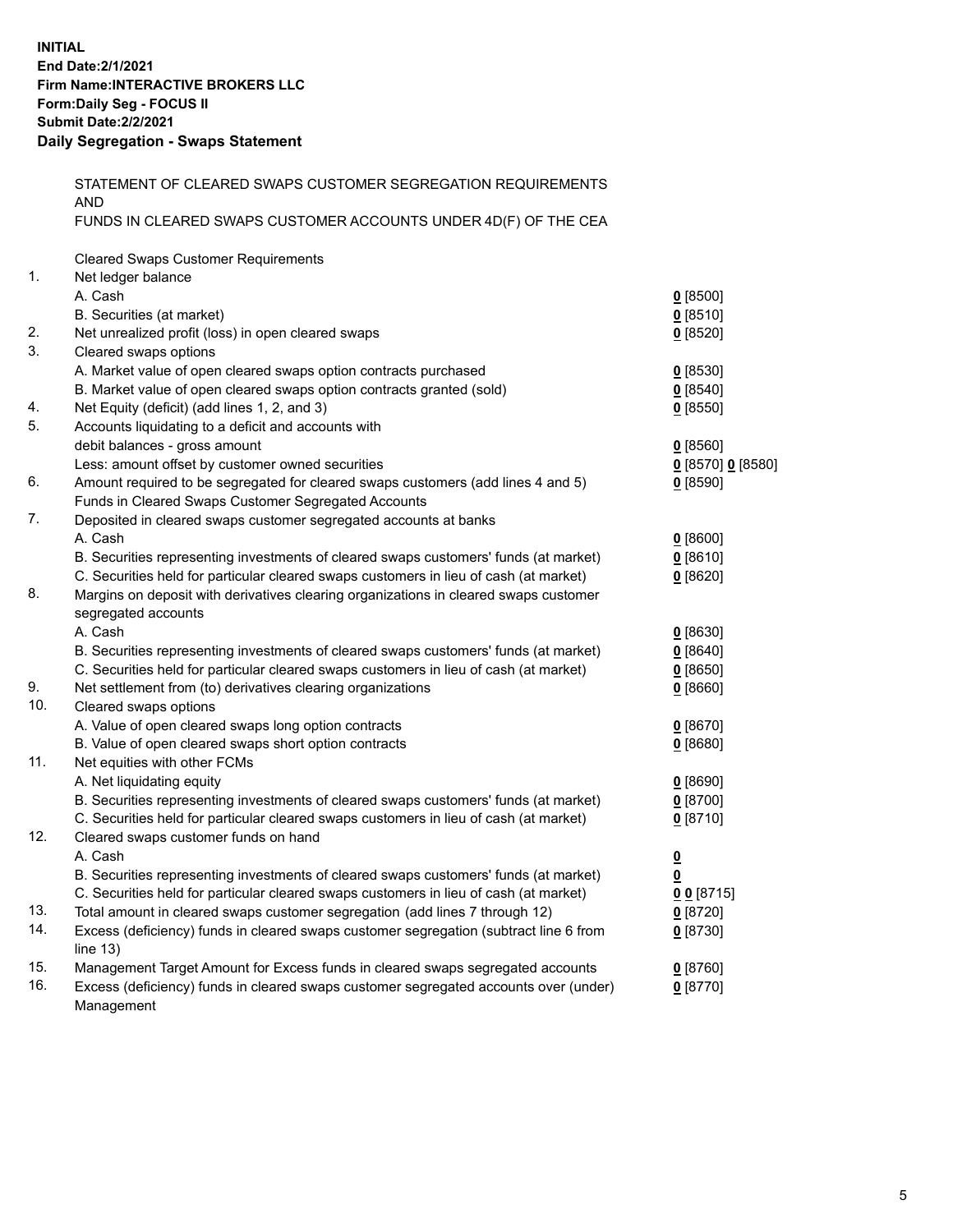**INITIAL**
**End Date:2/1/2021**
**Firm Name:INTERACTIVE BROKERS LLC**
**Form:Daily Seg - FOCUS II**
**Submit Date:2/2/2021**
**Daily Segregation - Swaps Statement**

STATEMENT OF CLEARED SWAPS CUSTOMER SEGREGATION REQUIREMENTS AND FUNDS IN CLEARED SWAPS CUSTOMER ACCOUNTS UNDER 4D(F) OF THE CEA

| | | |
|---|---|---|
| | Cleared Swaps Customer Requirements | |
| 1. | Net ledger balance | |
| | A. Cash | 0 [8500] |
| | B. Securities (at market) | 0 [8510] |
| 2. | Net unrealized profit (loss) in open cleared swaps | 0 [8520] |
| 3. | Cleared swaps options | |
| | A. Market value of open cleared swaps option contracts purchased | 0 [8530] |
| | B. Market value of open cleared swaps option contracts granted (sold) | 0 [8540] |
| 4. | Net Equity (deficit) (add lines 1, 2, and 3) | 0 [8550] |
| 5. | Accounts liquidating to a deficit and accounts with debit balances - gross amount | 0 [8560] |
| | Less: amount offset by customer owned securities | 0 [8570] 0 [8580] |
| 6. | Amount required to be segregated for cleared swaps customers (add lines 4 and 5) | 0 [8590] |
| | Funds in Cleared Swaps Customer Segregated Accounts | |
| 7. | Deposited in cleared swaps customer segregated accounts at banks | |
| | A. Cash | 0 [8600] |
| | B. Securities representing investments of cleared swaps customers' funds (at market) | 0 [8610] |
| | C. Securities held for particular cleared swaps customers in lieu of cash (at market) | 0 [8620] |
| 8. | Margins on deposit with derivatives clearing organizations in cleared swaps customer segregated accounts | |
| | A. Cash | 0 [8630] |
| | B. Securities representing investments of cleared swaps customers' funds (at market) | 0 [8640] |
| | C. Securities held for particular cleared swaps customers in lieu of cash (at market) | 0 [8650] |
| 9. | Net settlement from (to) derivatives clearing organizations | 0 [8660] |
| 10. | Cleared swaps options | |
| | A. Value of open cleared swaps long option contracts | 0 [8670] |
| | B. Value of open cleared swaps short option contracts | 0 [8680] |
| 11. | Net equities with other FCMs | |
| | A. Net liquidating equity | 0 [8690] |
| | B. Securities representing investments of cleared swaps customers' funds (at market) | 0 [8700] |
| | C. Securities held for particular cleared swaps customers in lieu of cash (at market) | 0 [8710] |
| 12. | Cleared swaps customer funds on hand | |
| | A. Cash | 0 |
| | B. Securities representing investments of cleared swaps customers' funds (at market) | 0 |
| | C. Securities held for particular cleared swaps customers in lieu of cash (at market) | 0 0 [8715] |
| 13. | Total amount in cleared swaps customer segregation (add lines 7 through 12) | 0 [8720] |
| 14. | Excess (deficiency) funds in cleared swaps customer segregation (subtract line 6 from line 13) | 0 [8730] |
| 15. | Management Target Amount for Excess funds in cleared swaps segregated accounts | 0 [8760] |
| 16. | Excess (deficiency) funds in cleared swaps customer segregated accounts over (under) Management | 0 [8770] |